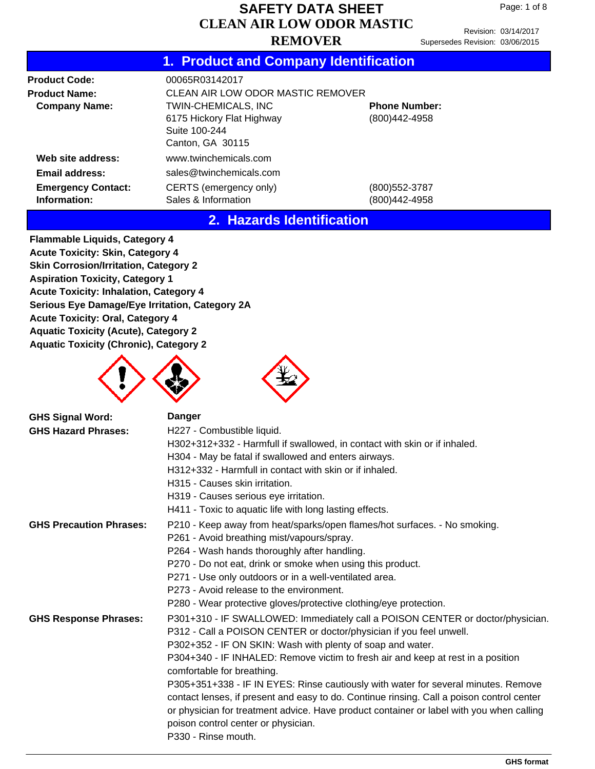# SAFETY DATA SHEET
# CLEAN AIR LOW ODOR MASTIC REMOVER

Revision: 03/14/2017
Supersedes Revision: 03/06/2015

## 1. Product and Company Identification

| | | |
|---|---|---|
| **Product Code:** | 00065R03142017 | |
| **Product Name:** | CLEAN AIR LOW ODOR MASTIC REMOVER | |
| **Company Name:** | TWIN-CHEMICALS, INC<br>6175 Hickory Flat Highway<br>Suite 100-244<br>Canton, GA 30115 | **Phone Number:**<br>(800)442-4958 |
| **Web site address:** | www.twinchemicals.com | |
| **Email address:** | sales@twinchemicals.com | |
| **Emergency Contact:** | CERTS (emergency only) | (800)552-3787 |
| **Information:** | Sales & Information | (800)442-4958 |

## 2. Hazards Identification

**Flammable Liquids, Category 4**
**Acute Toxicity: Skin, Category 4**
**Skin Corrosion/Irritation, Category 2**
**Aspiration Toxicity, Category 1**
**Acute Toxicity: Inhalation, Category 4**
**Serious Eye Damage/Eye Irritation, Category 2A**
**Acute Toxicity: Oral, Category 4**
**Aquatic Toxicity (Acute), Category 2**
**Aquatic Toxicity (Chronic), Category 2**

**GHS Signal Word:** **Danger**

**GHS Hazard Phrases:**

H227 - Combustible liquid.
H302+312+332 - Harmfull if swallowed, in contact with skin or if inhaled.
H304 - May be fatal if swallowed and enters airways.
H312+332 - Harmfull in contact with skin or if inhaled.
H315 - Causes skin irritation.
H319 - Causes serious eye irritation.
H411 - Toxic to aquatic life with long lasting effects.

**GHS Precaution Phrases:**

P210 - Keep away from heat/sparks/open flames/hot surfaces. - No smoking.
P261 - Avoid breathing mist/vapours/spray.
P264 - Wash hands thoroughly after handling.
P270 - Do not eat, drink or smoke when using this product.
P271 - Use only outdoors or in a well-ventilated area.
P273 - Avoid release to the environment.
P280 - Wear protective gloves/protective clothing/eye protection.

**GHS Response Phrases:**

P301+310 - IF SWALLOWED: Immediately call a POISON CENTER or doctor/physician.
P312 - Call a POISON CENTER or doctor/physician if you feel unwell.
P302+352 - IF ON SKIN: Wash with plenty of soap and water.
P304+340 - IF INHALED: Remove victim to fresh air and keep at rest in a position comfortable for breathing.
P305+351+338 - IF IN EYES: Rinse cautiously with water for several minutes. Remove contact lenses, if present and easy to do. Continue rinsing. Call a poison control center or physician for treatment advice. Have product container or label with you when calling poison control center or physician.
P330 - Rinse mouth.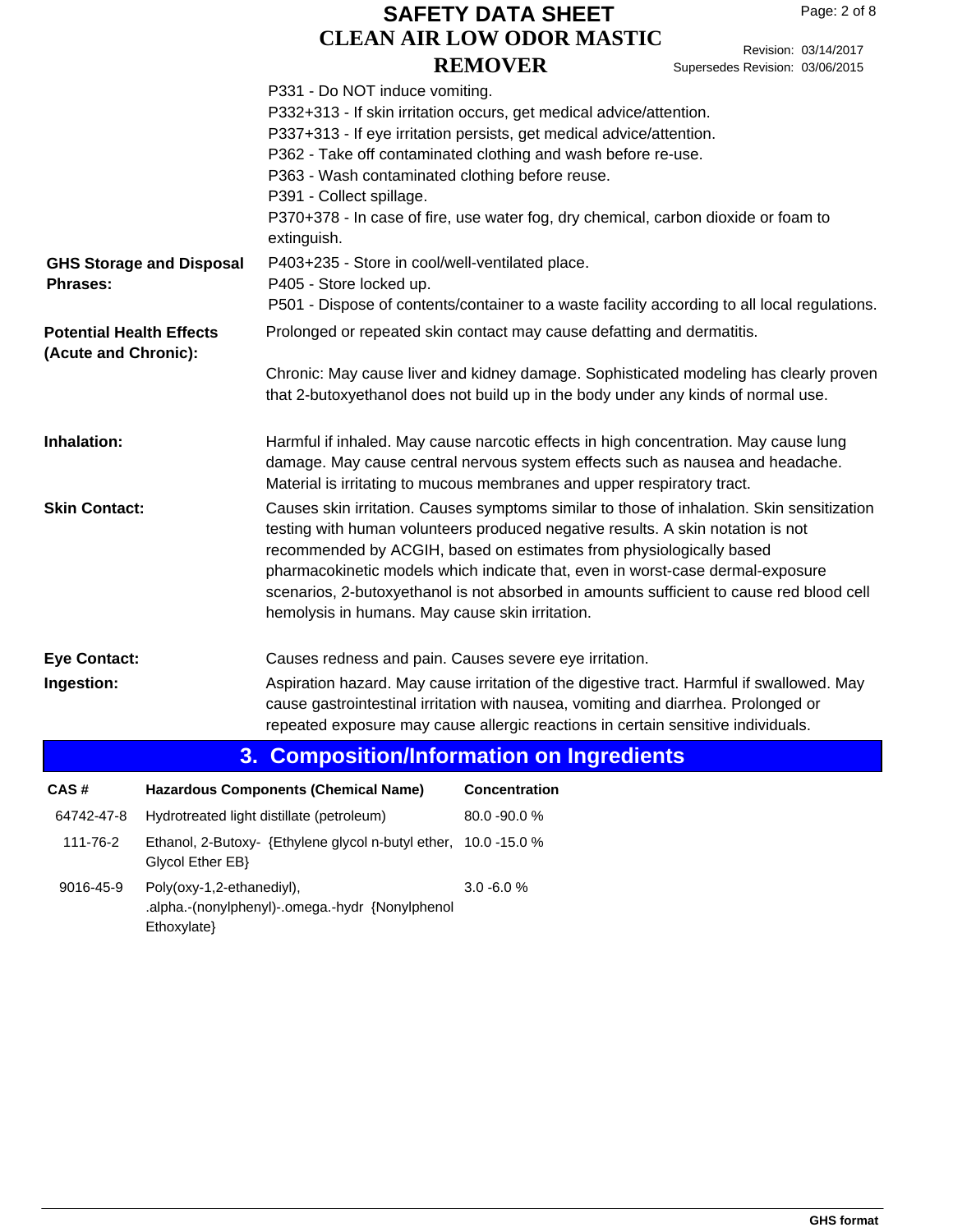P331 - Do NOT induce vomiting.
P332+313 - If skin irritation occurs, get medical advice/attention.
P337+313 - If eye irritation persists, get medical advice/attention.
P362 - Take off contaminated clothing and wash before re-use.
P363 - Wash contaminated clothing before reuse.
P391 - Collect spillage.
P370+378 - In case of fire, use water fog, dry chemical, carbon dioxide or foam to extinguish.

**GHS Storage and Disposal Phrases:**

P403+235 - Store in cool/well-ventilated place.
P405 - Store locked up.
P501 - Dispose of contents/container to a waste facility according to all local regulations.

**Potential Health Effects (Acute and Chronic):**

Prolonged or repeated skin contact may cause defatting and dermatitis.

Chronic: May cause liver and kidney damage. Sophisticated modeling has clearly proven that 2-butoxyethanol does not build up in the body under any kinds of normal use.

**Inhalation:**

Harmful if inhaled. May cause narcotic effects in high concentration. May cause lung damage. May cause central nervous system effects such as nausea and headache. Material is irritating to mucous membranes and upper respiratory tract.

**Skin Contact:**

Causes skin irritation. Causes symptoms similar to those of inhalation. Skin sensitization testing with human volunteers produced negative results. A skin notation is not recommended by ACGIH, based on estimates from physiologically based pharmacokinetic models which indicate that, even in worst-case dermal-exposure scenarios, 2-butoxyethanol is not absorbed in amounts sufficient to cause red blood cell hemolysis in humans. May cause skin irritation.

**Eye Contact:**

Causes redness and pain. Causes severe eye irritation.

**Ingestion:**

Aspiration hazard. May cause irritation of the digestive tract. Harmful if swallowed. May cause gastrointestinal irritation with nausea, vomiting and diarrhea. Prolonged or repeated exposure may cause allergic reactions in certain sensitive individuals.

## 3. Composition/Information on Ingredients

| CAS # | Hazardous Components (Chemical Name) | Concentration |
|---|---|---|
| 64742-47-8 | Hydrotreated light distillate (petroleum) | 80.0 -90.0 % |
| 111-76-2 | Ethanol, 2-Butoxy- {Ethylene glycol n-butyl ether, Glycol Ether EB} | 10.0 -15.0 % |
| 9016-45-9 | Poly(oxy-1,2-ethanediyl), .alpha.-(nonylphenyl)-.omega.-hydr {Nonylphenol Ethoxylate} | 3.0 -6.0 % |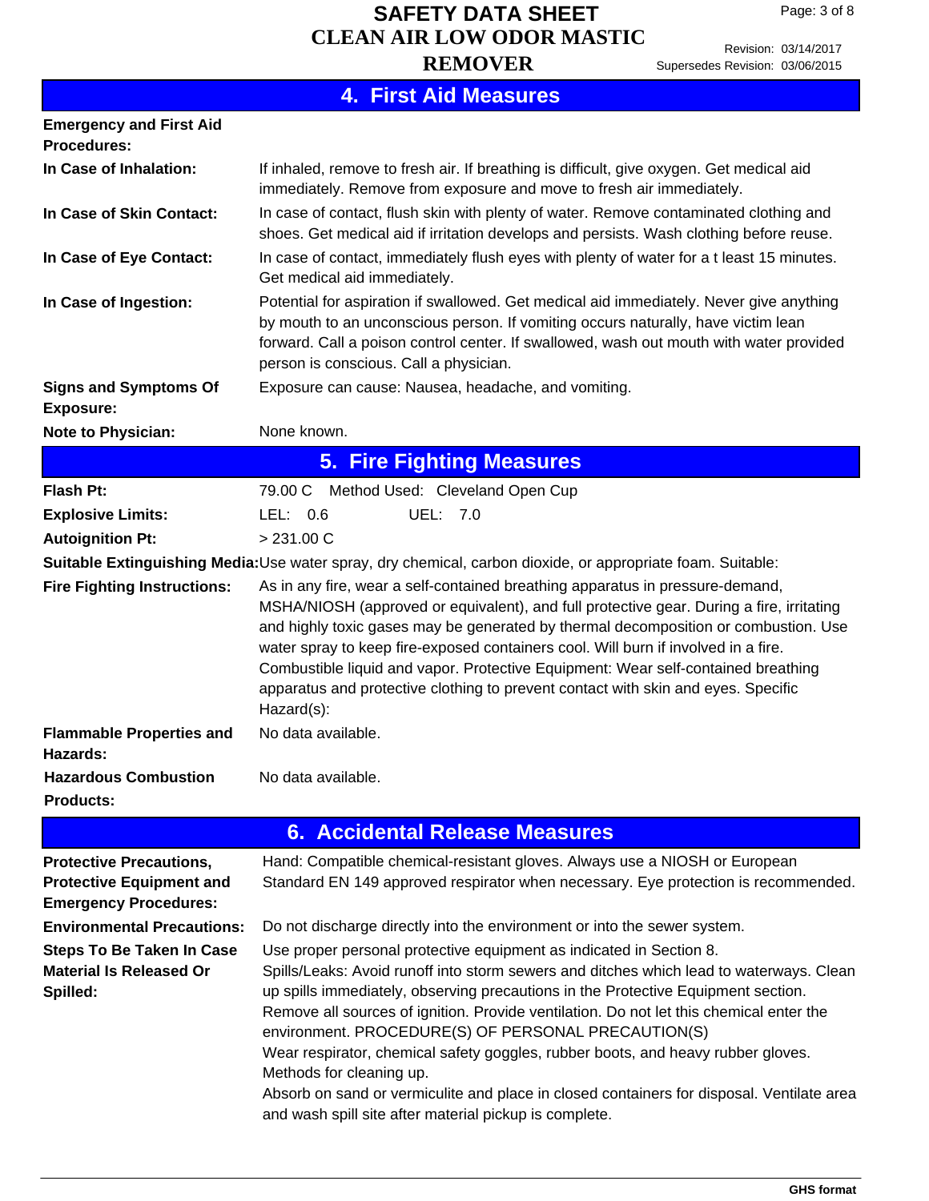## 4. First Aid Measures

| | |
|---|---|
| **Emergency and First Aid Procedures:** | |
| **In Case of Inhalation:** | If inhaled, remove to fresh air. If breathing is difficult, give oxygen. Get medical aid immediately. Remove from exposure and move to fresh air immediately. |
| **In Case of Skin Contact:** | In case of contact, flush skin with plenty of water. Remove contaminated clothing and shoes. Get medical aid if irritation develops and persists. Wash clothing before reuse. |
| **In Case of Eye Contact:** | In case of contact, immediately flush eyes with plenty of water for a t least 15 minutes. Get medical aid immediately. |
| **In Case of Ingestion:** | Potential for aspiration if swallowed. Get medical aid immediately. Never give anything by mouth to an unconscious person. If vomiting occurs naturally, have victim lean forward. Call a poison control center. If swallowed, wash out mouth with water provided person is conscious. Call a physician. |
| **Signs and Symptoms Of Exposure:** | Exposure can cause: Nausea, headache, and vomiting. |
| **Note to Physician:** | None known. |

## 5. Fire Fighting Measures

| | |
|---|---|
| **Flash Pt:** | 79.00 C Method Used: Cleveland Open Cup |
| **Explosive Limits:** | LEL: 0.6 UEL: 7.0 |
| **Autoignition Pt:** | > 231.00 C |
| **Suitable Extinguishing Media:** | Use water spray, dry chemical, carbon dioxide, or appropriate foam. Suitable: |
| **Fire Fighting Instructions:** | As in any fire, wear a self-contained breathing apparatus in pressure-demand, MSHA/NIOSH (approved or equivalent), and full protective gear. During a fire, irritating and highly toxic gases may be generated by thermal decomposition or combustion. Use water spray to keep fire-exposed containers cool. Will burn if involved in a fire. Combustible liquid and vapor. Protective Equipment: Wear self-contained breathing apparatus and protective clothing to prevent contact with skin and eyes. Specific Hazard(s): |
| **Flammable Properties and Hazards:** | No data available. |
| **Hazardous Combustion Products:** | No data available. |

## 6. Accidental Release Measures

| | |
|---|---|
| **Protective Precautions, Protective Equipment and Emergency Procedures:** | Hand: Compatible chemical-resistant gloves. Always use a NIOSH or European Standard EN 149 approved respirator when necessary. Eye protection is recommended. |
| **Environmental Precautions:** | Do not discharge directly into the environment or into the sewer system. |
| **Steps To Be Taken In Case Material Is Released Or Spilled:** | Use proper personal protective equipment as indicated in Section 8.<br>Spills/Leaks: Avoid runoff into storm sewers and ditches which lead to waterways. Clean up spills immediately, observing precautions in the Protective Equipment section. Remove all sources of ignition. Provide ventilation. Do not let this chemical enter the environment. PROCEDURE(S) OF PERSONAL PRECAUTION(S)<br>Wear respirator, chemical safety goggles, rubber boots, and heavy rubber gloves. Methods for cleaning up.<br>Absorb on sand or vermiculite and place in closed containers for disposal. Ventilate area and wash spill site after material pickup is complete. |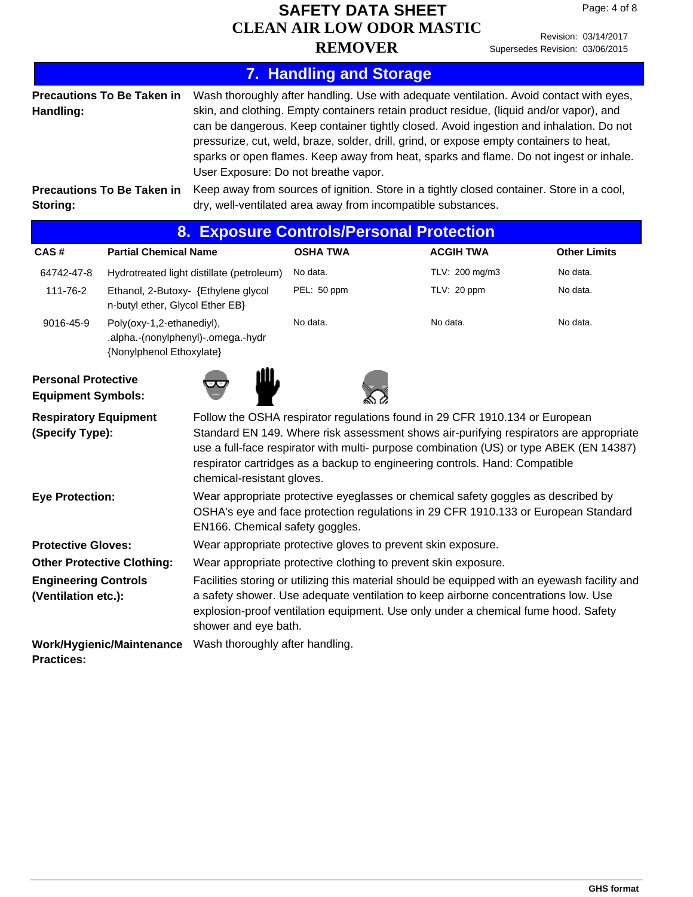## 7. Handling and Storage

**Precautions To Be Taken in Handling:** Wash thoroughly after handling. Use with adequate ventilation. Avoid contact with eyes, skin, and clothing. Empty containers retain product residue, (liquid and/or vapor), and can be dangerous. Keep container tightly closed. Avoid ingestion and inhalation. Do not pressurize, cut, weld, braze, solder, drill, grind, or expose empty containers to heat, sparks or open flames. Keep away from heat, sparks and flame. Do not ingest or inhale. User Exposure: Do not breathe vapor.

**Precautions To Be Taken in Storing:** Keep away from sources of ignition. Store in a tightly closed container. Store in a cool, dry, well-ventilated area away from incompatible substances.

## 8. Exposure Controls/Personal Protection

| CAS # | Partial Chemical Name | OSHA TWA | ACGIH TWA | Other Limits |
|---|---|---|---|---|
| 64742-47-8 | Hydrotreated light distillate (petroleum) | No data. | TLV: 200 mg/m3 | No data. |
| 111-76-2 | Ethanol, 2-Butoxy- {Ethylene glycol n-butyl ether, Glycol Ether EB} | PEL: 50 ppm | TLV: 20 ppm | No data. |
| 9016-45-9 | Poly(oxy-1,2-ethanediyl), .alpha.-(nonylphenyl)-.omega.-hydr {Nonylphenol Ethoxylate} | No data. | No data. | No data. |

**Personal Protective Equipment Symbols:**

**Respiratory Equipment (Specify Type):** Follow the OSHA respirator regulations found in 29 CFR 1910.134 or European Standard EN 149. Where risk assessment shows air-purifying respirators are appropriate use a full-face respirator with multi- purpose combination (US) or type ABEK (EN 14387) respirator cartridges as a backup to engineering controls. Hand: Compatible chemical-resistant gloves.

**Eye Protection:** Wear appropriate protective eyeglasses or chemical safety goggles as described by OSHA's eye and face protection regulations in 29 CFR 1910.133 or European Standard EN166. Chemical safety goggles.

**Protective Gloves:** Wear appropriate protective gloves to prevent skin exposure.

**Other Protective Clothing:** Wear appropriate protective clothing to prevent skin exposure.

**Engineering Controls (Ventilation etc.):** Facilities storing or utilizing this material should be equipped with an eyewash facility and a safety shower. Use adequate ventilation to keep airborne concentrations low. Use explosion-proof ventilation equipment. Use only under a chemical fume hood. Safety shower and eye bath.

**Work/Hygienic/Maintenance Practices:** Wash thoroughly after handling.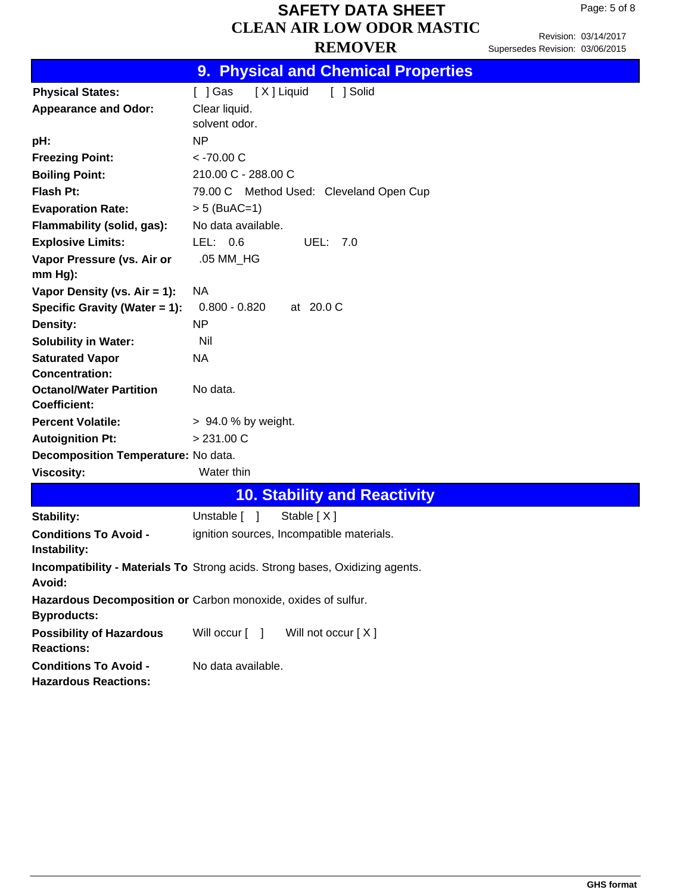## 9. Physical and Chemical Properties

| | |
|---|---|
| **Physical States:** | [ ] Gas [ X ] Liquid [ ] Solid |
| **Appearance and Odor:** | Clear liquid.<br>solvent odor. |
| **pH:** | NP |
| **Freezing Point:** | < -70.00 C |
| **Boiling Point:** | 210.00 C - 288.00 C |
| **Flash Pt:** | 79.00 C Method Used: Cleveland Open Cup |
| **Evaporation Rate:** | > 5 (BuAC=1) |
| **Flammability (solid, gas):** | No data available. |
| **Explosive Limits:** | LEL: 0.6 UEL: 7.0 |
| **Vapor Pressure (vs. Air or mm Hg):** | .05 MM_HG |
| **Vapor Density (vs. Air = 1):** | NA |
| **Specific Gravity (Water = 1):** | 0.800 - 0.820 at 20.0 C |
| **Density:** | NP |
| **Solubility in Water:** | Nil |
| **Saturated Vapor Concentration:** | NA |
| **Octanol/Water Partition Coefficient:** | No data. |
| **Percent Volatile:** | > 94.0 % by weight. |
| **Autoignition Pt:** | > 231.00 C |
| **Decomposition Temperature:** | No data. |
| **Viscosity:** | Water thin |

## 10. Stability and Reactivity

| | |
|---|---|
| **Stability:** | Unstable [ ] Stable [ X ] |
| **Conditions To Avoid - Instability:** | ignition sources, Incompatible materials. |
| **Incompatibility - Materials To Avoid:** | Strong acids. Strong bases, Oxidizing agents. |
| **Hazardous Decomposition or Byproducts:** | Carbon monoxide, oxides of sulfur. |
| **Possibility of Hazardous Reactions:** | Will occur [ ] Will not occur [ X ] |
| **Conditions To Avoid - Hazardous Reactions:** | No data available. |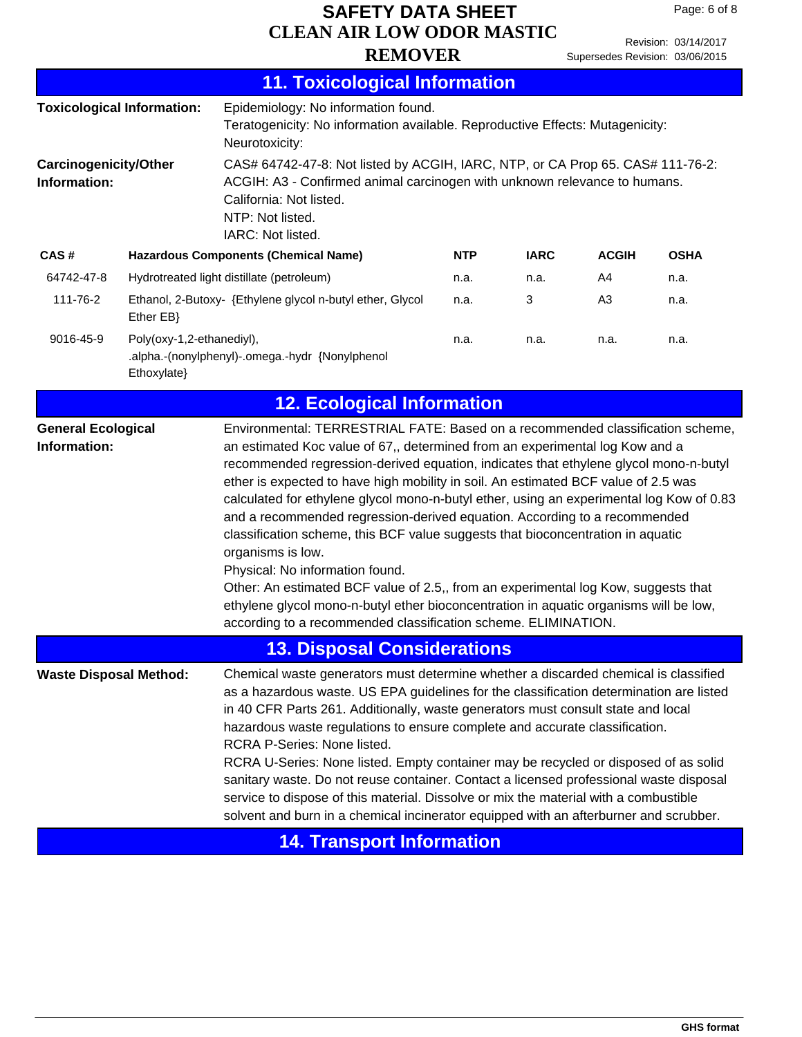## 11. Toxicological Information

**Toxicological Information:** Epidemiology: No information found.
Teratogenicity: No information available. Reproductive Effects: Mutagenicity:
Neurotoxicity:

**Carcinogenicity/Other Information:** CAS# 64742-47-8: Not listed by ACGIH, IARC, NTP, or CA Prop 65. CAS# 111-76-2:
ACGIH: A3 - Confirmed animal carcinogen with unknown relevance to humans.
California: Not listed.
NTP: Not listed.
IARC: Not listed.

| CAS # | Hazardous Components (Chemical Name) | NTP | IARC | ACGIH | OSHA |
|---|---|---|---|---|---|
| 64742-47-8 | Hydrotreated light distillate (petroleum) | n.a. | n.a. | A4 | n.a. |
| 111-76-2 | Ethanol, 2-Butoxy- {Ethylene glycol n-butyl ether, Glycol Ether EB} | n.a. | 3 | A3 | n.a. |
| 9016-45-9 | Poly(oxy-1,2-ethanediyl), .alpha.-(nonylphenyl)-.omega.-hydr {Nonylphenol Ethoxylate} | n.a. | n.a. | n.a. | n.a. |

## 12. Ecological Information

**General Ecological Information:** Environmental: TERRESTRIAL FATE: Based on a recommended classification scheme, an estimated Koc value of 67,, determined from an experimental log Kow and a recommended regression-derived equation, indicates that ethylene glycol mono-n-butyl ether is expected to have high mobility in soil. An estimated BCF value of 2.5 was calculated for ethylene glycol mono-n-butyl ether, using an experimental log Kow of 0.83 and a recommended regression-derived equation. According to a recommended classification scheme, this BCF value suggests that bioconcentration in aquatic organisms is low.
Physical: No information found.
Other: An estimated BCF value of 2.5,, from an experimental log Kow, suggests that ethylene glycol mono-n-butyl ether bioconcentration in aquatic organisms will be low, according to a recommended classification scheme. ELIMINATION.

## 13. Disposal Considerations

**Waste Disposal Method:** Chemical waste generators must determine whether a discarded chemical is classified as a hazardous waste. US EPA guidelines for the classification determination are listed in 40 CFR Parts 261. Additionally, waste generators must consult state and local hazardous waste regulations to ensure complete and accurate classification.
RCRA P-Series: None listed.
RCRA U-Series: None listed. Empty container may be recycled or disposed of as solid sanitary waste. Do not reuse container. Contact a licensed professional waste disposal service to dispose of this material. Dissolve or mix the material with a combustible solvent and burn in a chemical incinerator equipped with an afterburner and scrubber.

## 14. Transport Information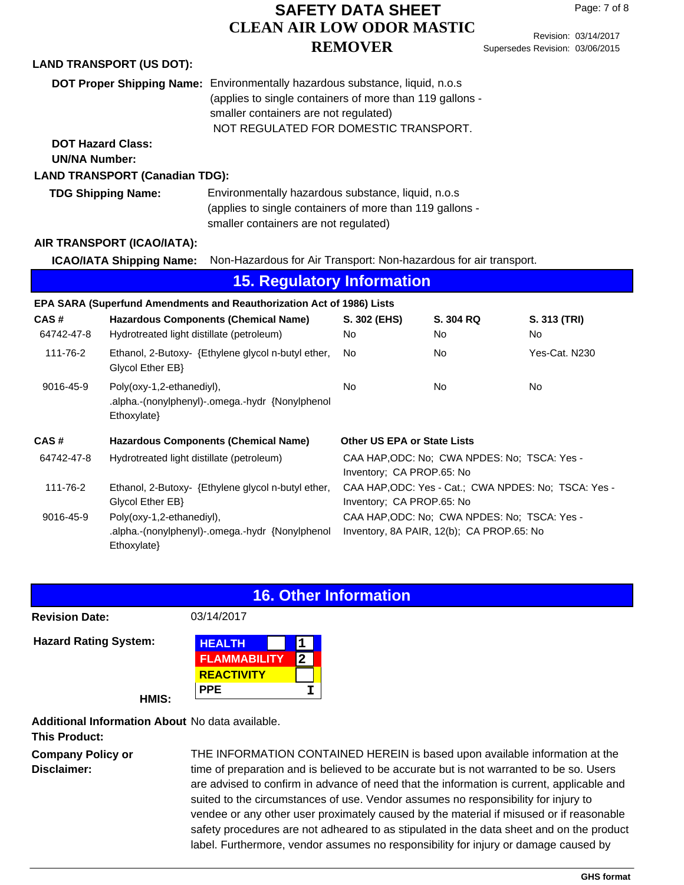**LAND TRANSPORT (US DOT):**

**DOT Proper Shipping Name:** Environmentally hazardous substance, liquid, n.o.s (applies to single containers of more than 119 gallons - smaller containers are not regulated)
NOT REGULATED FOR DOMESTIC TRANSPORT.

**DOT Hazard Class:**

**UN/NA Number:**

**LAND TRANSPORT (Canadian TDG):**

**TDG Shipping Name:** Environmentally hazardous substance, liquid, n.o.s (applies to single containers of more than 119 gallons - smaller containers are not regulated)

**AIR TRANSPORT (ICAO/IATA):**

**ICAO/IATA Shipping Name:** Non-Hazardous for Air Transport: Non-hazardous for air transport.

## 15. Regulatory Information

**EPA SARA (Superfund Amendments and Reauthorization Act of 1986) Lists**

| CAS # | Hazardous Components (Chemical Name) | S. 302 (EHS) | S. 304 RQ | S. 313 (TRI) |
|---|---|---|---|---|
| 64742-47-8 | Hydrotreated light distillate (petroleum) | No | No | No |
| 111-76-2 | Ethanol, 2-Butoxy- {Ethylene glycol n-butyl ether, Glycol Ether EB} | No | No | Yes-Cat. N230 |
| 9016-45-9 | Poly(oxy-1,2-ethanediyl), .alpha.-(nonylphenyl)-.omega.-hydr {Nonylphenol Ethoxylate} | No | No | No |

| CAS # | Hazardous Components (Chemical Name) | Other US EPA or State Lists |
|---|---|---|
| 64742-47-8 | Hydrotreated light distillate (petroleum) | CAA HAP,ODC: No; CWA NPDES: No; TSCA: Yes - Inventory; CA PROP.65: No |
| 111-76-2 | Ethanol, 2-Butoxy- {Ethylene glycol n-butyl ether, Glycol Ether EB} | CAA HAP,ODC: Yes - Cat.; CWA NPDES: No; TSCA: Yes - Inventory; CA PROP.65: No |
| 9016-45-9 | Poly(oxy-1,2-ethanediyl), .alpha.-(nonylphenyl)-.omega.-hydr {Nonylphenol Ethoxylate} | CAA HAP,ODC: No; CWA NPDES: No; TSCA: Yes - Inventory, 8A PAIR, 12(b); CA PROP.65: No |

## 16. Other Information

**Revision Date:** 03/14/2017

**Hazard Rating System:**

**HMIS:**

| | |
|---|---|
| HEALTH | 1 |
| FLAMMABILITY | 2 |
| REACTIVITY | |
| PPE | I |

**Additional Information About This Product:** No data available.

**Company Policy or Disclaimer:** THE INFORMATION CONTAINED HEREIN is based upon available information at the time of preparation and is believed to be accurate but is not warranted to be so. Users are advised to confirm in advance of need that the information is current, applicable and suited to the circumstances of use. Vendor assumes no responsibility for injury to vendee or any other user proximately caused by the material if misused or if reasonable safety procedures are not adhered to as stipulated in the data sheet and on the product label. Furthermore, vendor assumes no responsibility for injury or damage caused by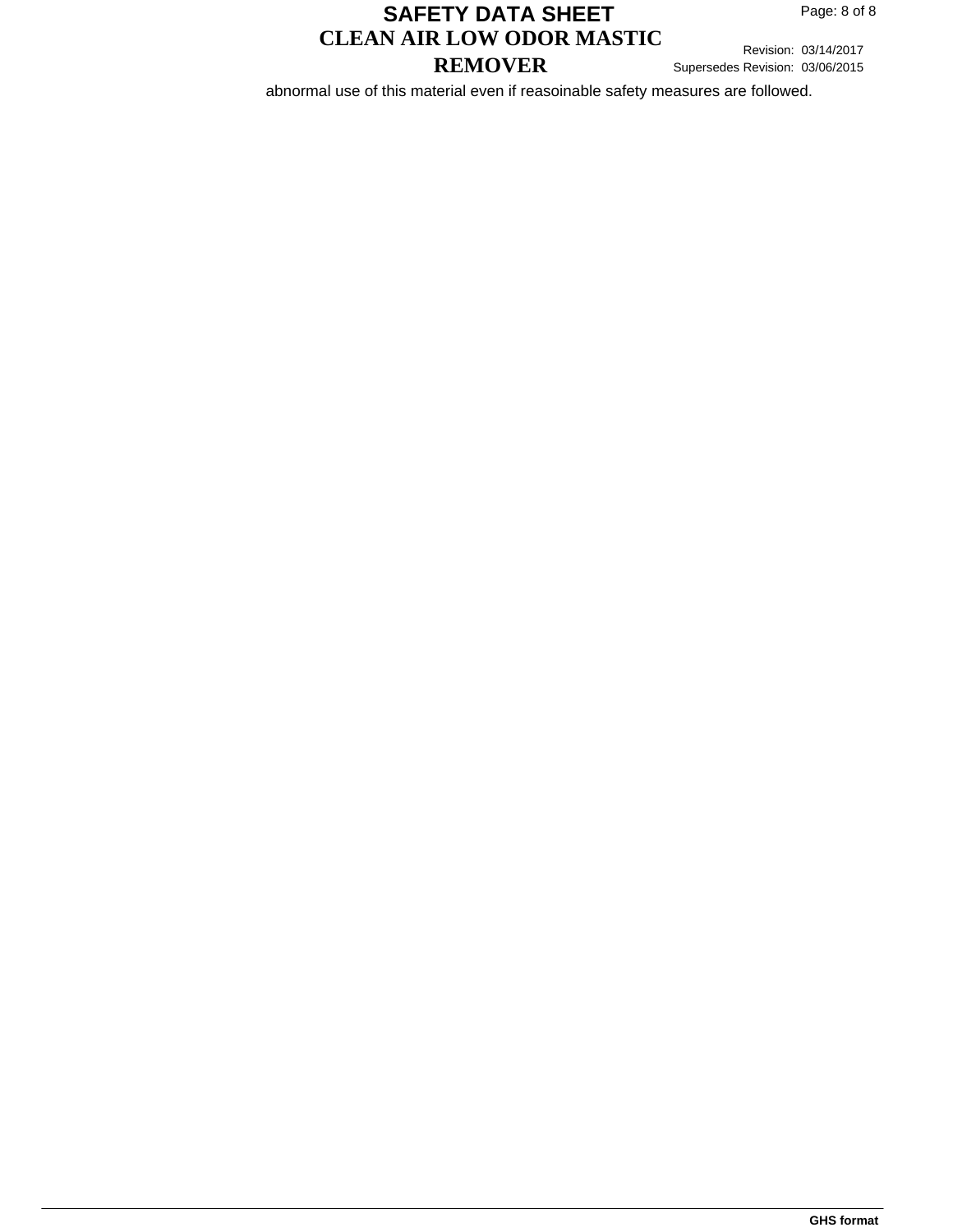abnormal use of this material even if reasoinable safety measures are followed.